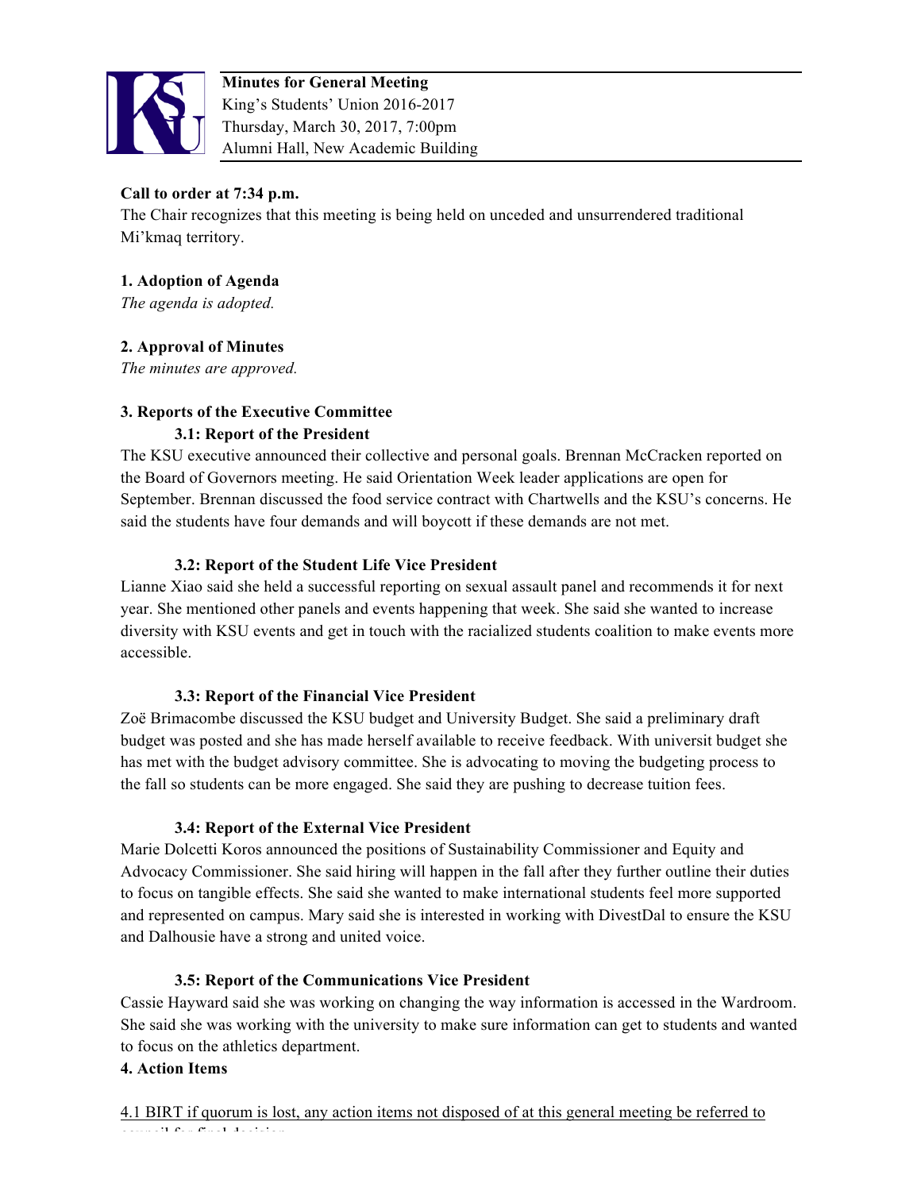**Minutes for General Meeting**
King's Students' Union 2016-2017
Thursday, March 30, 2017, 7:00pm
Alumni Hall, New Academic Building

**Call to order at 7:34 p.m.**
The Chair recognizes that this meeting is being held on unceded and unsurrendered traditional Mi'kmaq territory.

**1. Adoption of Agenda**
*The agenda is adopted.*

**2. Approval of Minutes**
*The minutes are approved.*

**3. Reports of the Executive Committee**

**3.1: Report of the President**

The KSU executive announced their collective and personal goals. Brennan McCracken reported on the Board of Governors meeting. He said Orientation Week leader applications are open for September. Brennan discussed the food service contract with Chartwells and the KSU's concerns. He said the students have four demands and will boycott if these demands are not met.

**3.2: Report of the Student Life Vice President**

Lianne Xiao said she held a successful reporting on sexual assault panel and recommends it for next year. She mentioned other panels and events happening that week. She said she wanted to increase diversity with KSU events and get in touch with the racialized students coalition to make events more accessible.

**3.3: Report of the Financial Vice President**

Zoë Brimacombe discussed the KSU budget and University Budget. She said a preliminary draft budget was posted and she has made herself available to receive feedback. With universit budget she has met with the budget advisory committee. She is advocating to moving the budgeting process to the fall so students can be more engaged. She said they are pushing to decrease tuition fees.

**3.4: Report of the External Vice President**

Marie Dolcetti Koros announced the positions of Sustainability Commissioner and Equity and Advocacy Commissioner. She said hiring will happen in the fall after they further outline their duties to focus on tangible effects. She said she wanted to make international students feel more supported and represented on campus. Mary said she is interested in working with DivestDal to ensure the KSU and Dalhousie have a strong and united voice.

**3.5: Report of the Communications Vice President**

Cassie Hayward said she was working on changing the way information is accessed in the Wardroom. She said she was working with the university to make sure information can get to students and wanted to focus on the athletics department.

**4. Action Items**

4.1 BIRT if quorum is lost, any action items not disposed of at this general meeting be referred to council for final decision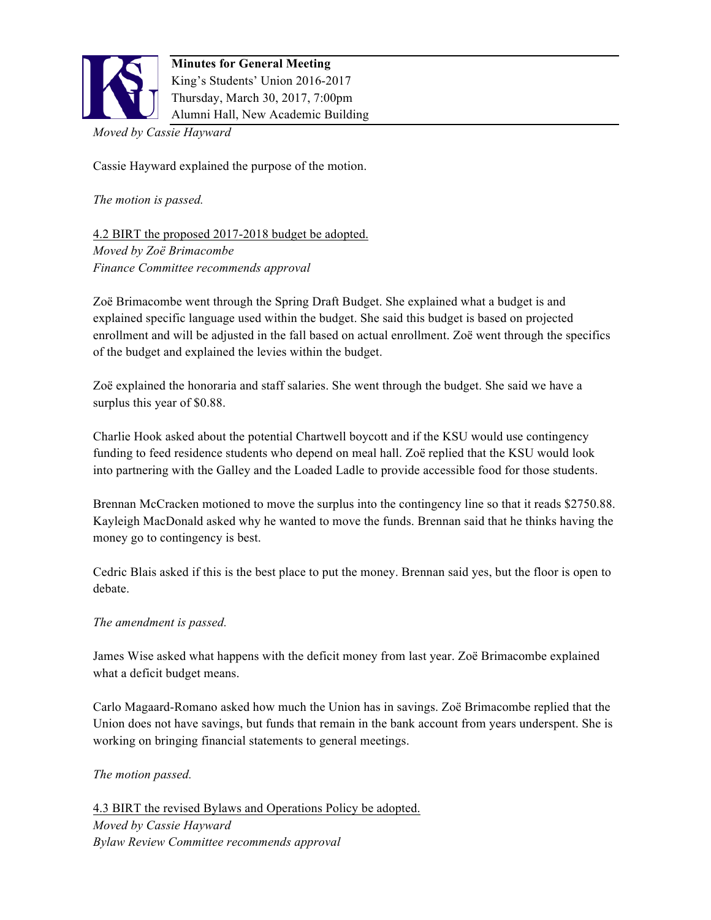*Moved by Cassie Hayward*

Cassie Hayward explained the purpose of the motion.

*The motion is passed.*

4.2 BIRT the proposed 2017-2018 budget be adopted.
*Moved by Zoë Brimacombe*
*Finance Committee recommends approval*

Zoë Brimacombe went through the Spring Draft Budget. She explained what a budget is and explained specific language used within the budget. She said this budget is based on projected enrollment and will be adjusted in the fall based on actual enrollment. Zoë went through the specifics of the budget and explained the levies within the budget.

Zoë explained the honoraria and staff salaries. She went through the budget. She said we have a surplus this year of $0.88.

Charlie Hook asked about the potential Chartwell boycott and if the KSU would use contingency funding to feed residence students who depend on meal hall. Zoë replied that the KSU would look into partnering with the Galley and the Loaded Ladle to provide accessible food for those students.

Brennan McCracken motioned to move the surplus into the contingency line so that it reads $2750.88. Kayleigh MacDonald asked why he wanted to move the funds. Brennan said that he thinks having the money go to contingency is best.

Cedric Blais asked if this is the best place to put the money. Brennan said yes, but the floor is open to debate.

*The amendment is passed.*

James Wise asked what happens with the deficit money from last year. Zoë Brimacombe explained what a deficit budget means.

Carlo Magaard-Romano asked how much the Union has in savings. Zoë Brimacombe replied that the Union does not have savings, but funds that remain in the bank account from years underspent. She is working on bringing financial statements to general meetings.

*The motion passed.*

4.3 BIRT the revised Bylaws and Operations Policy be adopted.
*Moved by Cassie Hayward*
*Bylaw Review Committee recommends approval*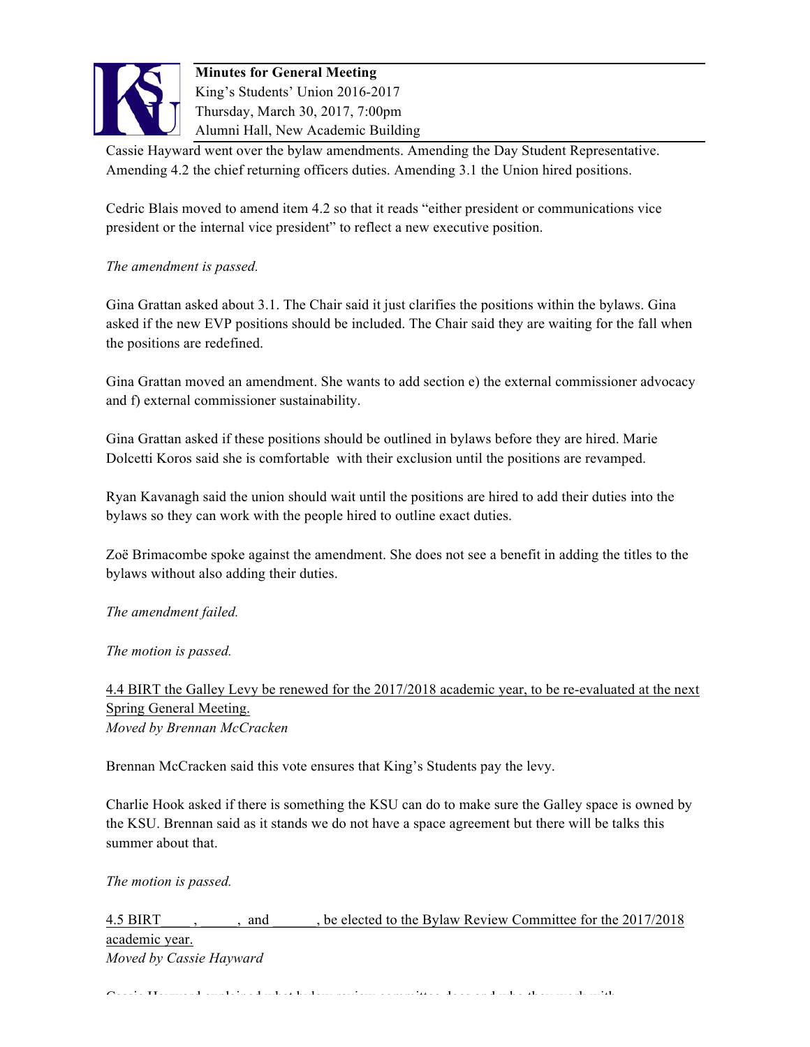Cassie Hayward went over the bylaw amendments. Amending the Day Student Representative. Amending 4.2 the chief returning officers duties. Amending 3.1 the Union hired positions.

Cedric Blais moved to amend item 4.2 so that it reads "either president or communications vice president or the internal vice president" to reflect a new executive position.

*The amendment is passed.*

Gina Grattan asked about 3.1. The Chair said it just clarifies the positions within the bylaws. Gina asked if the new EVP positions should be included. The Chair said they are waiting for the fall when the positions are redefined.

Gina Grattan moved an amendment. She wants to add section e) the external commissioner advocacy and f) external commissioner sustainability.

Gina Grattan asked if these positions should be outlined in bylaws before they are hired. Marie Dolcetti Koros said she is comfortable with their exclusion until the positions are revamped.

Ryan Kavanagh said the union should wait until the positions are hired to add their duties into the bylaws so they can work with the people hired to outline exact duties.

Zoë Brimacombe spoke against the amendment. She does not see a benefit in adding the titles to the bylaws without also adding their duties.

*The amendment failed.*

*The motion is passed.*

<u>4.4 BIRT the Galley Levy be renewed for the 2017/2018 academic year, to be re-evaluated at the next Spring General Meeting.</u>
*Moved by Brennan McCracken*

Brennan McCracken said this vote ensures that King's Students pay the levy.

Charlie Hook asked if there is something the KSU can do to make sure the Galley space is owned by the KSU. Brennan said as it stands we do not have a space agreement but there will be talks this summer about that.

*The motion is passed.*

<u>4.5 BIRT____, _____, and ______, be elected to the Bylaw Review Committee for the 2017/2018 academic year.</u>
*Moved by Cassie Hayward*

Cassie Hayward explained what bylaw review committee does and who they work with.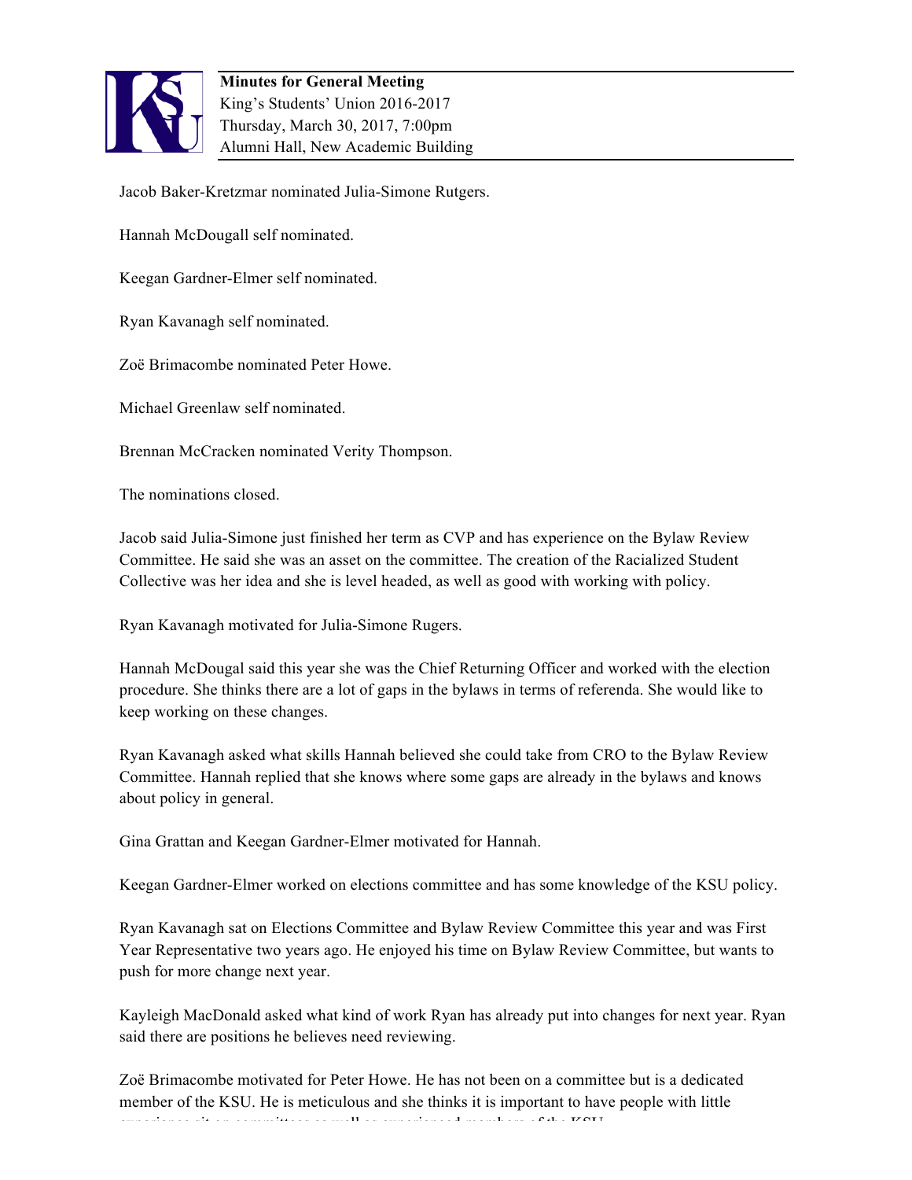Jacob Baker-Kretzmar nominated Julia-Simone Rutgers.

Hannah McDougall self nominated.

Keegan Gardner-Elmer self nominated.

Ryan Kavanagh self nominated.

Zoë Brimacombe nominated Peter Howe.

Michael Greenlaw self nominated.

Brennan McCracken nominated Verity Thompson.

The nominations closed.

Jacob said Julia-Simone just finished her term as CVP and has experience on the Bylaw Review Committee. He said she was an asset on the committee. The creation of the Racialized Student Collective was her idea and she is level headed, as well as good with working with policy.

Ryan Kavanagh motivated for Julia-Simone Rugers.

Hannah McDougal said this year she was the Chief Returning Officer and worked with the election procedure. She thinks there are a lot of gaps in the bylaws in terms of referenda. She would like to keep working on these changes.

Ryan Kavanagh asked what skills Hannah believed she could take from CRO to the Bylaw Review Committee. Hannah replied that she knows where some gaps are already in the bylaws and knows about policy in general.

Gina Grattan and Keegan Gardner-Elmer motivated for Hannah.

Keegan Gardner-Elmer worked on elections committee and has some knowledge of the KSU policy.

Ryan Kavanagh sat on Elections Committee and Bylaw Review Committee this year and was First Year Representative two years ago. He enjoyed his time on Bylaw Review Committee, but wants to push for more change next year.

Kayleigh MacDonald asked what kind of work Ryan has already put into changes for next year. Ryan said there are positions he believes need reviewing.

Zoë Brimacombe motivated for Peter Howe. He has not been on a committee but is a dedicated member of the KSU. He is meticulous and she thinks it is important to have people with little experience sit on committees as well as experienced members of the KSU.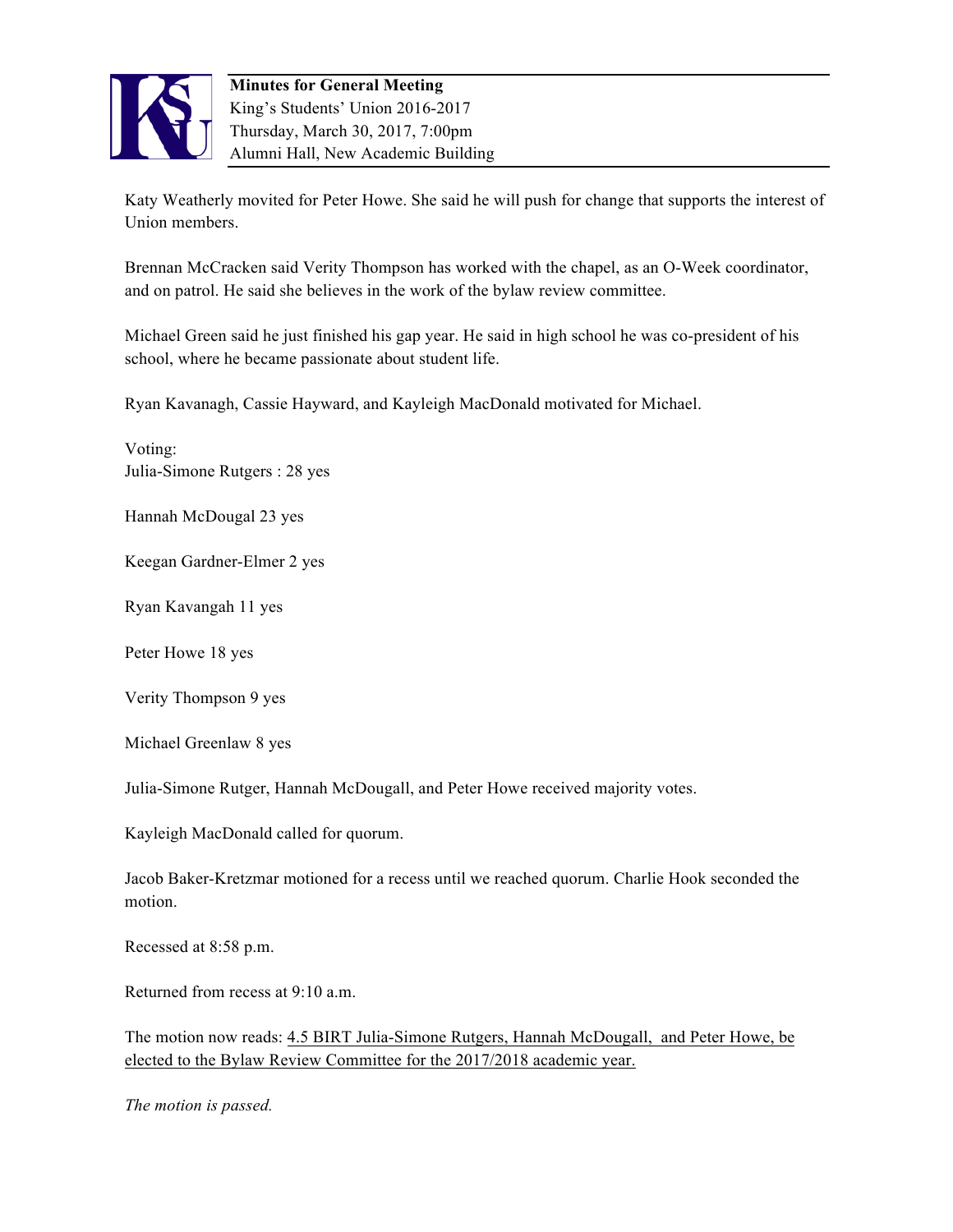Katy Weatherly movited for Peter Howe. She said he will push for change that supports the interest of Union members.

Brennan McCracken said Verity Thompson has worked with the chapel, as an O-Week coordinator, and on patrol. He said she believes in the work of the bylaw review committee.

Michael Green said he just finished his gap year. He said in high school he was co-president of his school, where he became passionate about student life.

Ryan Kavanagh, Cassie Hayward, and Kayleigh MacDonald motivated for Michael.

Voting:
Julia-Simone Rutgers : 28 yes

Hannah McDougal 23 yes

Keegan Gardner-Elmer 2 yes

Ryan Kavangah 11 yes

Peter Howe 18 yes

Verity Thompson 9 yes

Michael Greenlaw 8 yes

Julia-Simone Rutger, Hannah McDougall, and Peter Howe received majority votes.

Kayleigh MacDonald called for quorum.

Jacob Baker-Kretzmar motioned for a recess until we reached quorum. Charlie Hook seconded the motion.

Recessed at 8:58 p.m.

Returned from recess at 9:10 a.m.

The motion now reads: 4.5 BIRT Julia-Simone Rutgers, Hannah McDougall, and Peter Howe, be elected to the Bylaw Review Committee for the 2017/2018 academic year.

*The motion is passed.*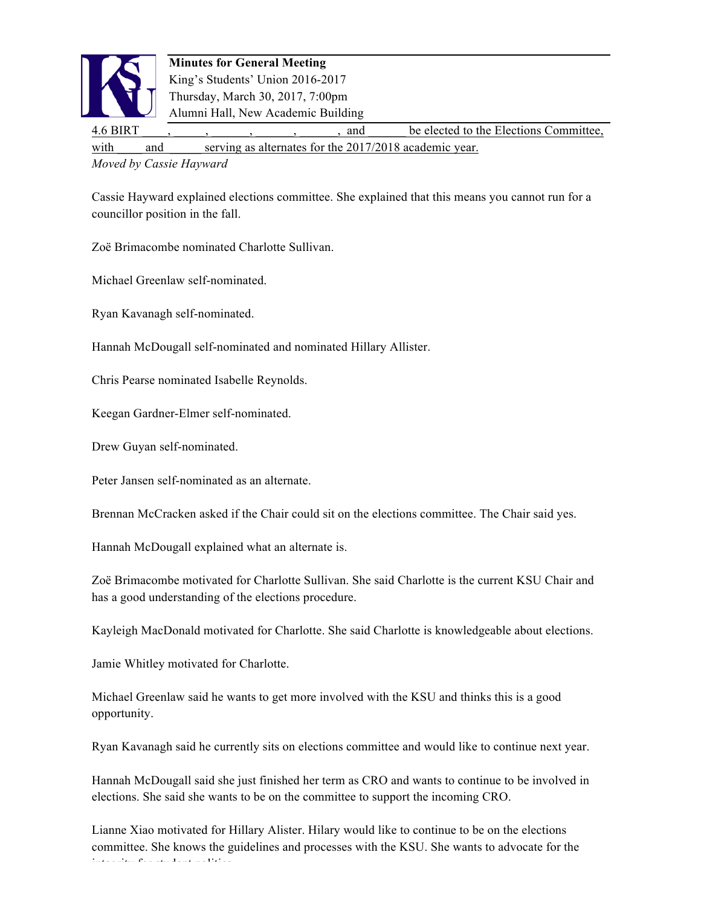4.6 BIRT ____, _____, ______, ______, ______, and ______ be elected to the Elections Committee, with ____ and _____ serving as alternates for the 2017/2018 academic year.

*Moved by Cassie Hayward*

Cassie Hayward explained elections committee. She explained that this means you cannot run for a councillor position in the fall.

Zoë Brimacombe nominated Charlotte Sullivan.

Michael Greenlaw self-nominated.

Ryan Kavanagh self-nominated.

Hannah McDougall self-nominated and nominated Hillary Allister.

Chris Pearse nominated Isabelle Reynolds.

Keegan Gardner-Elmer self-nominated.

Drew Guyan self-nominated.

Peter Jansen self-nominated as an alternate.

Brennan McCracken asked if the Chair could sit on the elections committee. The Chair said yes.

Hannah McDougall explained what an alternate is.

Zoë Brimacombe motivated for Charlotte Sullivan. She said Charlotte is the current KSU Chair and has a good understanding of the elections procedure.

Kayleigh MacDonald motivated for Charlotte. She said Charlotte is knowledgeable about elections.

Jamie Whitley motivated for Charlotte.

Michael Greenlaw said he wants to get more involved with the KSU and thinks this is a good opportunity.

Ryan Kavanagh said he currently sits on elections committee and would like to continue next year.

Hannah McDougall said she just finished her term as CRO and wants to continue to be involved in elections. She said she wants to be on the committee to support the incoming CRO.

Lianne Xiao motivated for Hillary Alister. Hilary would like to continue to be on the elections committee. She knows the guidelines and processes with the KSU. She wants to advocate for the integrity for student politics.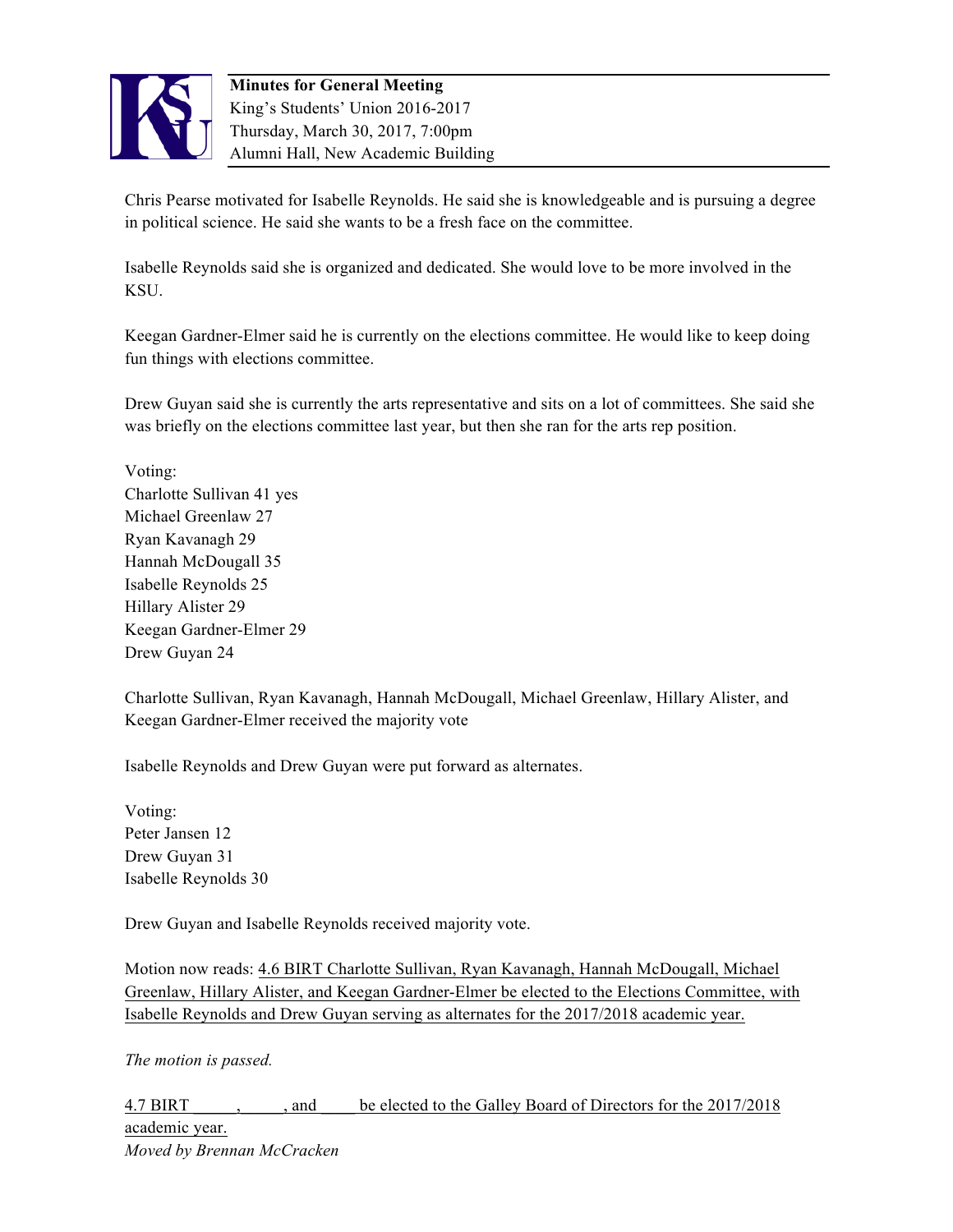Chris Pearse motivated for Isabelle Reynolds. He said she is knowledgeable and is pursuing a degree in political science. He said she wants to be a fresh face on the committee.

Isabelle Reynolds said she is organized and dedicated. She would love to be more involved in the KSU.

Keegan Gardner-Elmer said he is currently on the elections committee. He would like to keep doing fun things with elections committee.

Drew Guyan said she is currently the arts representative and sits on a lot of committees. She said she was briefly on the elections committee last year, but then she ran for the arts rep position.

Voting:
Charlotte Sullivan 41 yes
Michael Greenlaw 27
Ryan Kavanagh 29
Hannah McDougall 35
Isabelle Reynolds 25
Hillary Alister 29
Keegan Gardner-Elmer 29
Drew Guyan 24

Charlotte Sullivan, Ryan Kavanagh, Hannah McDougall, Michael Greenlaw, Hillary Alister, and Keegan Gardner-Elmer received the majority vote

Isabelle Reynolds and Drew Guyan were put forward as alternates.

Voting:
Peter Jansen 12
Drew Guyan 31
Isabelle Reynolds 30

Drew Guyan and Isabelle Reynolds received majority vote.

Motion now reads: <u>4.6 BIRT Charlotte Sullivan, Ryan Kavanagh, Hannah McDougall, Michael Greenlaw, Hillary Alister, and Keegan Gardner-Elmer be elected to the Elections Committee, with Isabelle Reynolds and Drew Guyan serving as alternates for the 2017/2018 academic year.</u>

*The motion is passed.*

<u>4.7 BIRT \_\_\_\_\_, \_\_\_\_\_, and \_\_\_\_\_ be elected to the Galley Board of Directors for the 2017/2018 academic year.</u>
*Moved by Brennan McCracken*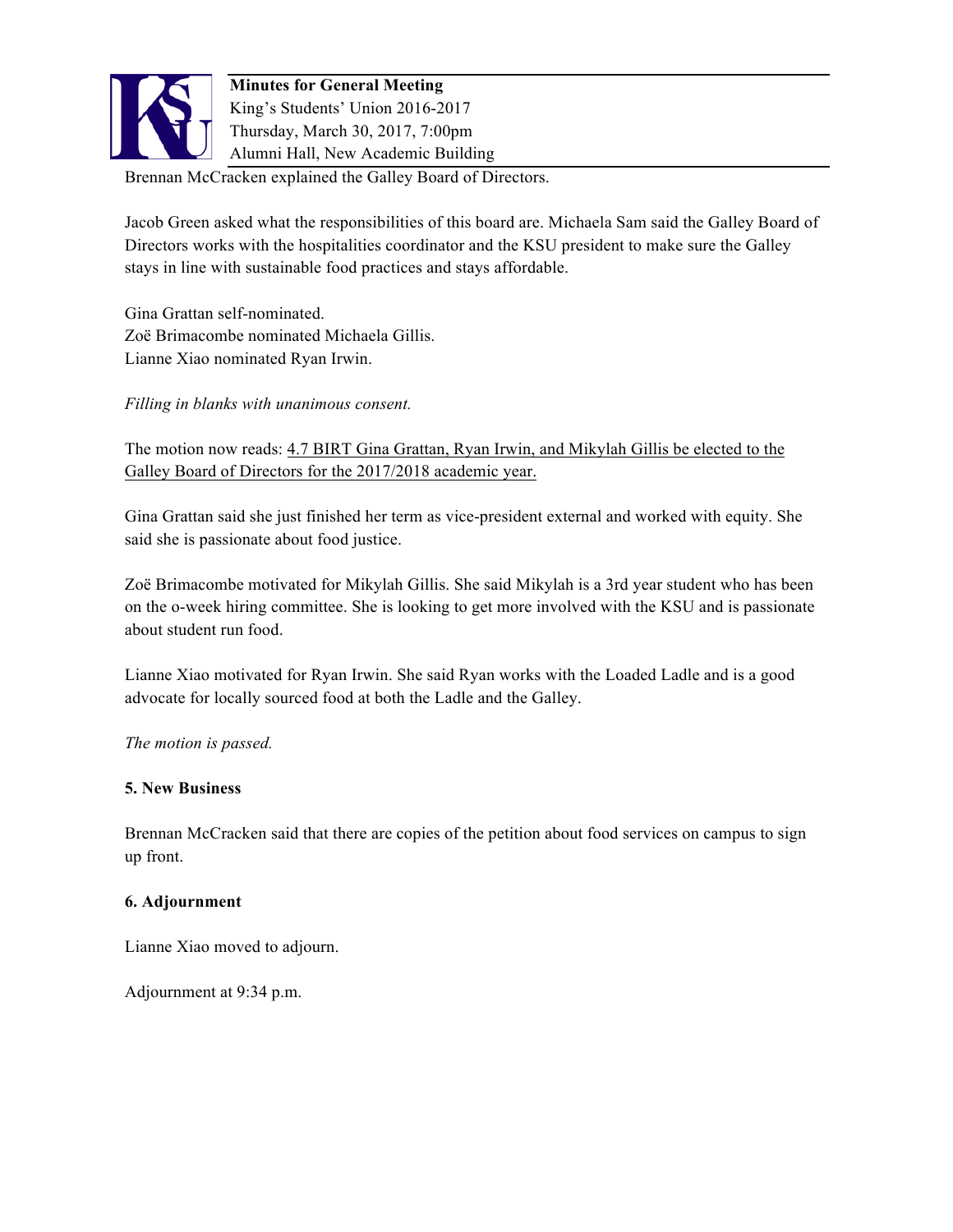Brennan McCracken explained the Galley Board of Directors.

Jacob Green asked what the responsibilities of this board are. Michaela Sam said the Galley Board of Directors works with the hospitalities coordinator and the KSU president to make sure the Galley stays in line with sustainable food practices and stays affordable.

Gina Grattan self-nominated.
Zoë Brimacombe nominated Michaela Gillis.
Lianne Xiao nominated Ryan Irwin.

*Filling in blanks with unanimous consent.*

The motion now reads: <u>4.7 BIRT Gina Grattan, Ryan Irwin, and Mikylah Gillis be elected to the Galley Board of Directors for the 2017/2018 academic year.</u>

Gina Grattan said she just finished her term as vice-president external and worked with equity. She said she is passionate about food justice.

Zoë Brimacombe motivated for Mikylah Gillis. She said Mikylah is a 3rd year student who has been on the o-week hiring committee. She is looking to get more involved with the KSU and is passionate about student run food.

Lianne Xiao motivated for Ryan Irwin. She said Ryan works with the Loaded Ladle and is a good advocate for locally sourced food at both the Ladle and the Galley.

*The motion is passed.*

**5. New Business**

Brennan McCracken said that there are copies of the petition about food services on campus to sign up front.

**6. Adjournment**

Lianne Xiao moved to adjourn.

Adjournment at 9:34 p.m.